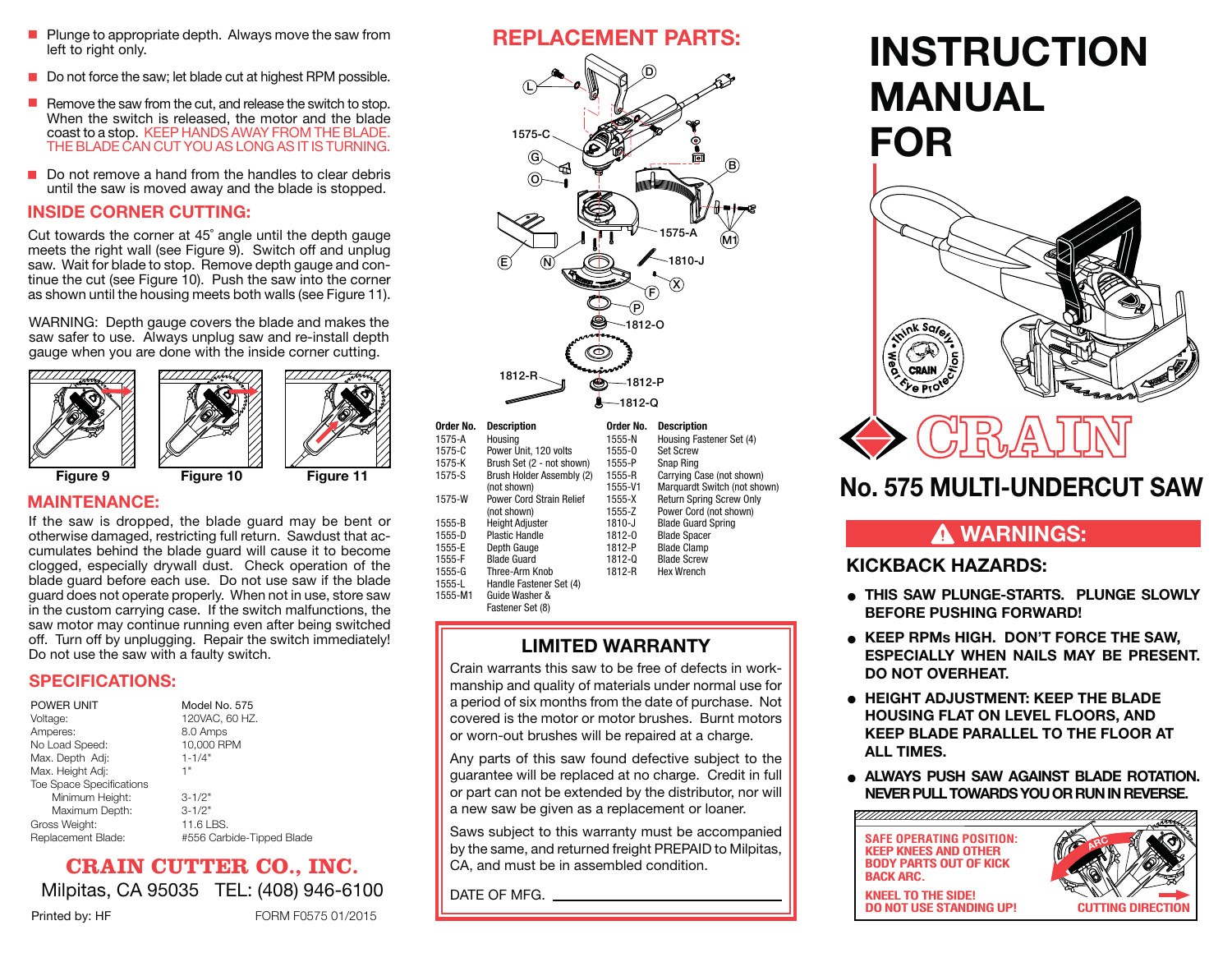- Plunge to appropriate depth. Always move the saw from left to right only.
- Do not force the saw; let blade cut at highest RPM possible.
- Remove the saw from the cut, and release the switch to stop. When the switch is released, the motor and the blade coast to a stop. KEEP HANDS AWAY FROM THE BLADE. THE BLADE CAN CUT YOU AS LONG AS IT IS TURNING.
- Do not remove a hand from the handles to clear debris until the saw is moved away and the blade is stopped.

## INSIDE CORNER CUTTING:

Cut towards the corner at 45˚ angle until the depth gauge meets the right wall (see Figure 9). Switch off and unplug saw. Wait for blade to stop. Remove depth gauge and continue the cut (see Figure 10). Push the saw into the corner as shown until the housing meets both walls (see Figure 11).

WARNING: Depth gauge covers the blade and makes the saw safer to use. Always unplug saw and re-install depth gauge when you are done with the inside corner cutting.

Figure 9

Figure 10

Figure 11

## MAINTENANCE:

If the saw is dropped, the blade guard may be bent or otherwise damaged, restricting full return. Sawdust that accumulates behind the blade guard will cause it to become clogged, especially drywall dust. Check operation of the blade guard before each use. Do not use saw if the blade guard does not operate properly. When not in use, store saw in the custom carrying case. If the switch malfunctions, the saw motor may continue running even after being switched off. Turn off by unplugging. Repair the switch immediately! Do not use the saw with a faulty switch.

## SPECIFICATIONS:

| | |
|---|---|
| POWER UNIT | Model No. 575 |
| Voltage: | 120VAC, 60 HZ. |
| Amperes: | 8.0 Amps |
| No Load Speed: | 10,000 RPM |
| Max. Depth Adj: | 1-1/4" |
| Max. Height Adj: | 1" |
| Toe Space Specifications | |
| Minimum Height: | 3-1/2" |
| Maximum Depth: | 3-1/2" |
| Gross Weight: | 11.6 LBS. |
| Replacement Blade: | #556 Carbide-Tipped Blade |

**CRAIN CUTTER CO., INC.**
Milpitas, CA 95035 TEL: (408) 946-6100

Printed by: HF FORM F0575 01/2015

## REPLACEMENT PARTS:

L, D, 1575-C, G, O, B, 1575-A, M1, E, N, 1810-J, X, F, P, 1812-O, 1812-R, 1812-P, 1812-Q

| Order No. | Description | Order No. | Description |
|---|---|---|---|
| 1575-A | Housing | 1555-N | Housing Fastener Set (4) |
| 1575-C | Power Unit, 120 volts | 1555-O | Set Screw |
| 1575-K | Brush Set (2 - not shown) | 1555-P | Snap Ring |
| 1575-S | Brush Holder Assembly (2) (not shown) | 1555-R | Carrying Case (not shown) |
| 1575-W | Power Cord Strain Relief (not shown) | 1555-V1 | Marquardt Switch (not shown) |
| 1555-B | Height Adjuster | 1555-X | Return Spring Screw Only |
| 1555-D | Plastic Handle | 1555-Z | Power Cord (not shown) |
| 1555-E | Depth Gauge | 1810-J | Blade Guard Spring |
| 1555-F | Blade Guard | 1812-O | Blade Spacer |
| 1555-G | Three-Arm Knob | 1812-P | Blade Clamp |
| 1555-L | Handle Fastener Set (4) | 1812-Q | Blade Screw |
| 1555-M1 | Guide Washer & Fastener Set (8) | 1812-R | Hex Wrench |

## LIMITED WARRANTY

Crain warrants this saw to be free of defects in workmanship and quality of materials under normal use for a period of six months from the date of purchase. Not covered is the motor or motor brushes. Burnt motors or worn-out brushes will be repaired at a charge.

Any parts of this saw found defective subject to the guarantee will be replaced at no charge. Credit in full or part can not be extended by the distributor, nor will a new saw be given as a replacement or loaner.

Saws subject to this warranty must be accompanied by the same, and returned freight PREPAID to Milpitas, CA, and must be in assembled condition.

DATE OF MFG. ______________________

# INSTRUCTION MANUAL FOR

Think Safety · Wear Eye Protection · CRAIN

CRAIN

## No. 575 MULTI-UNDERCUT SAW

## ⚠ WARNINGS:

### KICKBACK HAZARDS:

- **THIS SAW PLUNGE-STARTS. PLUNGE SLOWLY BEFORE PUSHING FORWARD!**
- **KEEP RPMs HIGH. DON'T FORCE THE SAW, ESPECIALLY WHEN NAILS MAY BE PRESENT. DO NOT OVERHEAT.**
- **HEIGHT ADJUSTMENT: KEEP THE BLADE HOUSING FLAT ON LEVEL FLOORS, AND KEEP BLADE PARALLEL TO THE FLOOR AT ALL TIMES.**
- **ALWAYS PUSH SAW AGAINST BLADE ROTATION. NEVER PULL TOWARDS YOU OR RUN IN REVERSE.**

**SAFE OPERATING POSITION: KEEP KNEES AND OTHER BODY PARTS OUT OF KICK BACK ARC.**

**KNEEL TO THE SIDE! DO NOT USE STANDING UP!**

ARC

CUTTING DIRECTION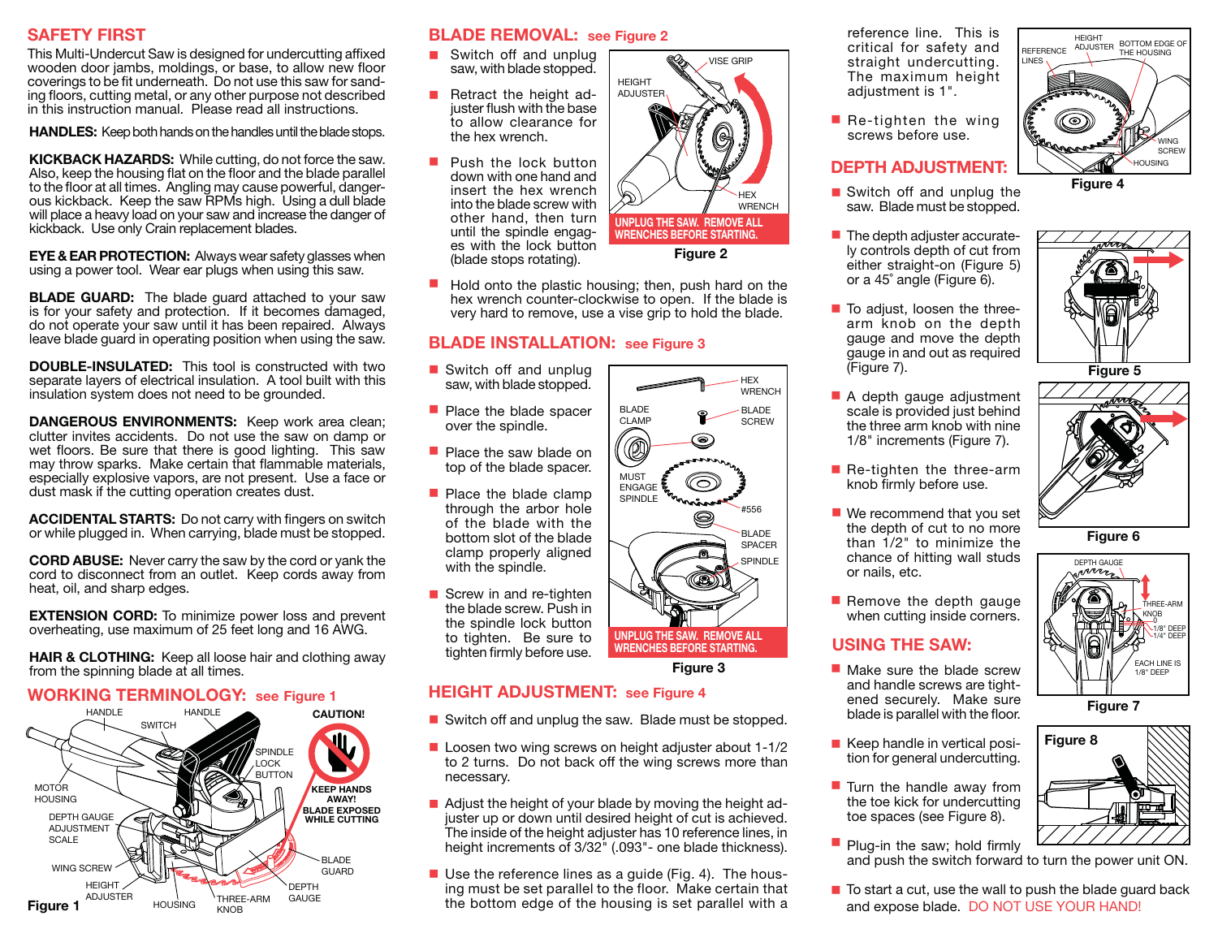## SAFETY FIRST

This Multi-Undercut Saw is designed for undercutting affixed wooden door jambs, moldings, or base, to allow new floor coverings to be fit underneath. Do not use this saw for sanding floors, cutting metal, or any other purpose not described in this instruction manual. Please read all instructions.

**HANDLES:** Keep both hands on the handles until the blade stops.

**KICKBACK HAZARDS:** While cutting, do not force the saw. Also, keep the housing flat on the floor and the blade parallel to the floor at all times. Angling may cause powerful, dangerous kickback. Keep the saw RPMs high. Using a dull blade will place a heavy load on your saw and increase the danger of kickback. Use only Crain replacement blades.

**EYE & EAR PROTECTION:** Always wear safety glasses when using a power tool. Wear ear plugs when using this saw.

**BLADE GUARD:** The blade guard attached to your saw is for your safety and protection. If it becomes damaged, do not operate your saw until it has been repaired. Always leave blade guard in operating position when using the saw.

**DOUBLE-INSULATED:** This tool is constructed with two separate layers of electrical insulation. A tool built with this insulation system does not need to be grounded.

**DANGEROUS ENVIRONMENTS:** Keep work area clean; clutter invites accidents. Do not use the saw on damp or wet floors. Be sure that there is good lighting. This saw may throw sparks. Make certain that flammable materials, especially explosive vapors, are not present. Use a face or dust mask if the cutting operation creates dust.

**ACCIDENTAL STARTS:** Do not carry with fingers on switch or while plugged in. When carrying, blade must be stopped.

**CORD ABUSE:** Never carry the saw by the cord or yank the cord to disconnect from an outlet. Keep cords away from heat, oil, and sharp edges.

**EXTENSION CORD:** To minimize power loss and prevent overheating, use maximum of 25 feet long and 16 AWG.

**HAIR & CLOTHING:** Keep all loose hair and clothing away from the spinning blade at all times.

## WORKING TERMINOLOGY: see Figure 1

HANDLE
SWITCH
HANDLE
CAUTION!
SPINDLE LOCK BUTTON
MOTOR HOUSING
KEEP HANDS AWAY! BLADE EXPOSED WHILE CUTTING
DEPTH GAUGE ADJUSTMENT SCALE
WING SCREW
BLADE GUARD
HEIGHT ADJUSTER
HOUSING
THREE-ARM KNOB
DEPTH GAUGE

Figure 1

## BLADE REMOVAL: see Figure 2

- Switch off and unplug saw, with blade stopped.
- Retract the height adjuster flush with the base to allow clearance for the hex wrench.
- Push the lock button down with one hand and insert the hex wrench into the blade screw with other hand, then turn until the spindle engages with the lock button (blade stops rotating).
- Hold onto the plastic housing; then, push hard on the hex wrench counter-clockwise to open. If the blade is very hard to remove, use a vise grip to hold the blade.

VISE GRIP
HEIGHT ADJUSTER
HEX WRENCH
UNPLUG THE SAW. REMOVE ALL WRENCHES BEFORE STARTING.

Figure 2

## BLADE INSTALLATION: see Figure 3

- Switch off and unplug saw, with blade stopped.
- Place the blade spacer over the spindle.
- Place the saw blade on top of the blade spacer.
- Place the blade clamp through the arbor hole of the blade with the bottom slot of the blade clamp properly aligned with the spindle.
- Screw in and re-tighten the blade screw. Push in the spindle lock button to tighten. Be sure to tighten firmly before use.

HEX WRENCH
BLADE CLAMP
BLADE SCREW
MUST ENGAGE SPINDLE
#556
BLADE SPACER
SPINDLE
UNPLUG THE SAW. REMOVE ALL WRENCHES BEFORE STARTING.

Figure 3

## HEIGHT ADJUSTMENT: see Figure 4

- Switch off and unplug the saw. Blade must be stopped.
- Loosen two wing screws on height adjuster about 1-1/2 to 2 turns. Do not back off the wing screws more than necessary.
- Adjust the height of your blade by moving the height adjuster up or down until desired height of cut is achieved. The inside of the height adjuster has 10 reference lines, in height increments of 3/32" (.093"- one blade thickness).
- Use the reference lines as a guide (Fig. 4). The housing must be set parallel to the floor. Make certain that the bottom edge of the housing is set parallel with a reference line. This is critical for safety and straight undercutting. The maximum height adjustment is 1".
- Re-tighten the wing screws before use.

REFERENCE LINES
HEIGHT ADJUSTER
BOTTOM EDGE OF THE HOUSING
WING SCREW
HOUSING

Figure 4

## DEPTH ADJUSTMENT:

- Switch off and unplug the saw. Blade must be stopped.
- The depth adjuster accurately controls depth of cut from either straight-on (Figure 5) or a 45˚ angle (Figure 6).
- To adjust, loosen the three-arm knob on the depth gauge and move the depth gauge in and out as required (Figure 7).
- A depth gauge adjustment scale is provided just behind the three arm knob with nine 1/8" increments (Figure 7).
- Re-tighten the three-arm knob firmly before use.
- We recommend that you set the depth of cut to no more than 1/2" to minimize the chance of hitting wall studs or nails, etc.
- Remove the depth gauge when cutting inside corners.

Figure 5

Figure 6

DEPTH GAUGE
THREE-ARM KNOB
0
1/8" DEEP
1/4" DEEP
EACH LINE IS 1/8" DEEP

Figure 7

## USING THE SAW:

- Make sure the blade screw and handle screws are tightened securely. Make sure blade is parallel with the floor.
- Keep handle in vertical position for general undercutting.
- Turn the handle away from the toe kick for undercutting toe spaces (see Figure 8).
- Plug-in the saw; hold firmly and push the switch forward to turn the power unit ON.
- To start a cut, use the wall to push the blade guard back and expose blade. DO NOT USE YOUR HAND!

Figure 8